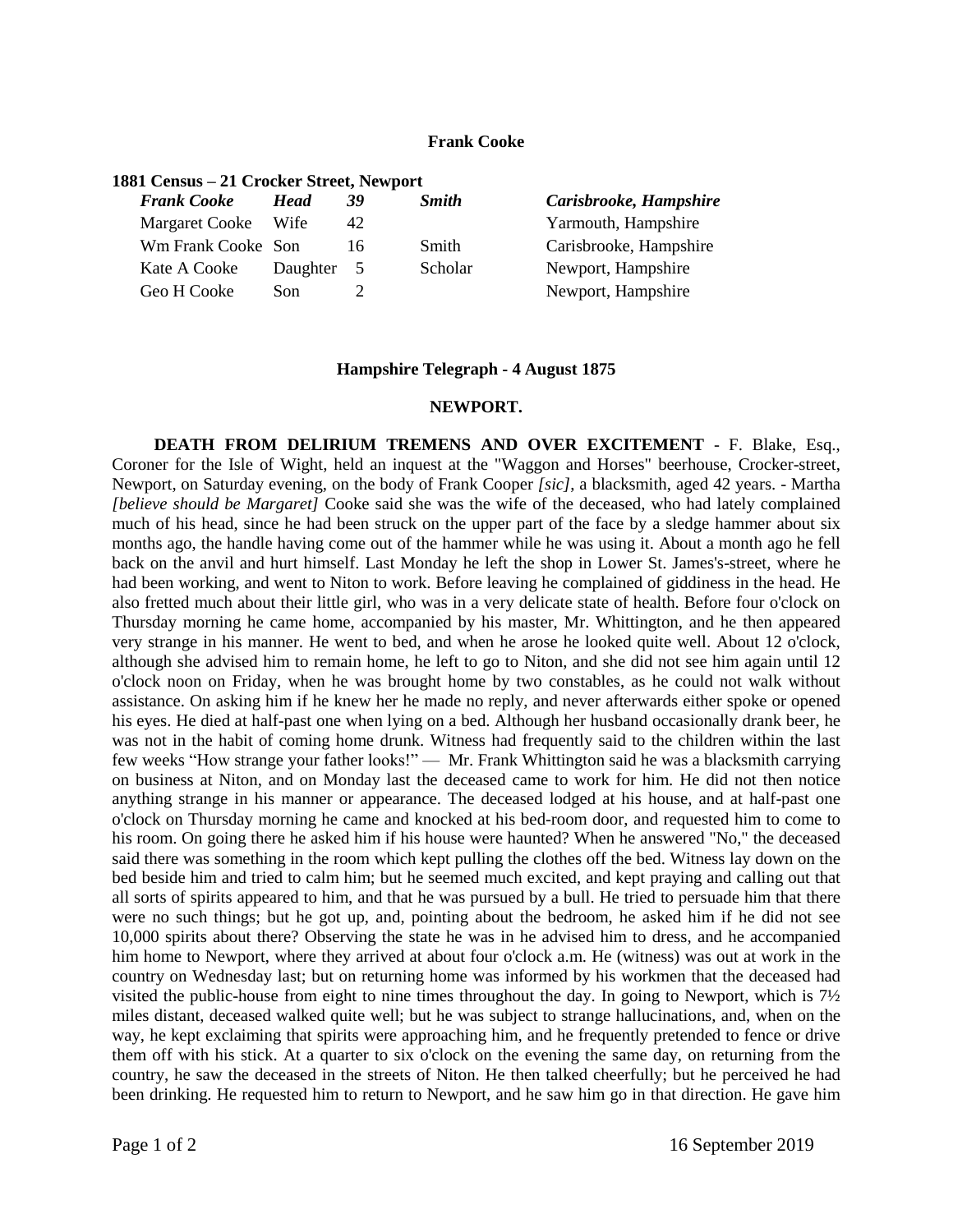# Frank Cooke

**1881 Census – 21 Crocker Street, Newport**

| | | | | |
|---|---|---|---|---|
| ***Frank Cooke*** | ***Head*** | ***39*** | ***Smith*** | ***Carisbrooke, Hampshire*** |
| Margaret Cooke | Wife | 42 | | Yarmouth, Hampshire |
| Wm Frank Cooke | Son | 16 | Smith | Carisbrooke, Hampshire |
| Kate A Cooke | Daughter | 5 | Scholar | Newport, Hampshire |
| Geo H Cooke | Son | 2 | | Newport, Hampshire |

**Hampshire Telegraph - 4 August 1875**

**NEWPORT.**

**DEATH FROM DELIRIUM TREMENS AND OVER EXCITEMENT** - F. Blake, Esq., Coroner for the Isle of Wight, held an inquest at the "Waggon and Horses" beerhouse, Crocker-street, Newport, on Saturday evening, on the body of Frank Cooper *[sic]*, a blacksmith, aged 42 years. - Martha *[believe should be Margaret]* Cooke said she was the wife of the deceased, who had lately complained much of his head, since he had been struck on the upper part of the face by a sledge hammer about six months ago, the handle having come out of the hammer while he was using it. About a month ago he fell back on the anvil and hurt himself. Last Monday he left the shop in Lower St. James's-street, where he had been working, and went to Niton to work. Before leaving he complained of giddiness in the head. He also fretted much about their little girl, who was in a very delicate state of health. Before four o'clock on Thursday morning he came home, accompanied by his master, Mr. Whittington, and he then appeared very strange in his manner. He went to bed, and when he arose he looked quite well. About 12 o'clock, although she advised him to remain home, he left to go to Niton, and she did not see him again until 12 o'clock noon on Friday, when he was brought home by two constables, as he could not walk without assistance. On asking him if he knew her he made no reply, and never afterwards either spoke or opened his eyes. He died at half-past one when lying on a bed. Although her husband occasionally drank beer, he was not in the habit of coming home drunk. Witness had frequently said to the children within the last few weeks "How strange your father looks!" — Mr. Frank Whittington said he was a blacksmith carrying on business at Niton, and on Monday last the deceased came to work for him. He did not then notice anything strange in his manner or appearance. The deceased lodged at his house, and at half-past one o'clock on Thursday morning he came and knocked at his bed-room door, and requested him to come to his room. On going there he asked him if his house were haunted? When he answered "No," the deceased said there was something in the room which kept pulling the clothes off the bed. Witness lay down on the bed beside him and tried to calm him; but he seemed much excited, and kept praying and calling out that all sorts of spirits appeared to him, and that he was pursued by a bull. He tried to persuade him that there were no such things; but he got up, and, pointing about the bedroom, he asked him if he did not see 10,000 spirits about there? Observing the state he was in he advised him to dress, and he accompanied him home to Newport, where they arrived at about four o'clock a.m. He (witness) was out at work in the country on Wednesday last; but on returning home was informed by his workmen that the deceased had visited the public-house from eight to nine times throughout the day. In going to Newport, which is 7½ miles distant, deceased walked quite well; but he was subject to strange hallucinations, and, when on the way, he kept exclaiming that spirits were approaching him, and he frequently pretended to fence or drive them off with his stick. At a quarter to six o'clock on the evening the same day, on returning from the country, he saw the deceased in the streets of Niton. He then talked cheerfully; but he perceived he had been drinking. He requested him to return to Newport, and he saw him go in that direction. He gave him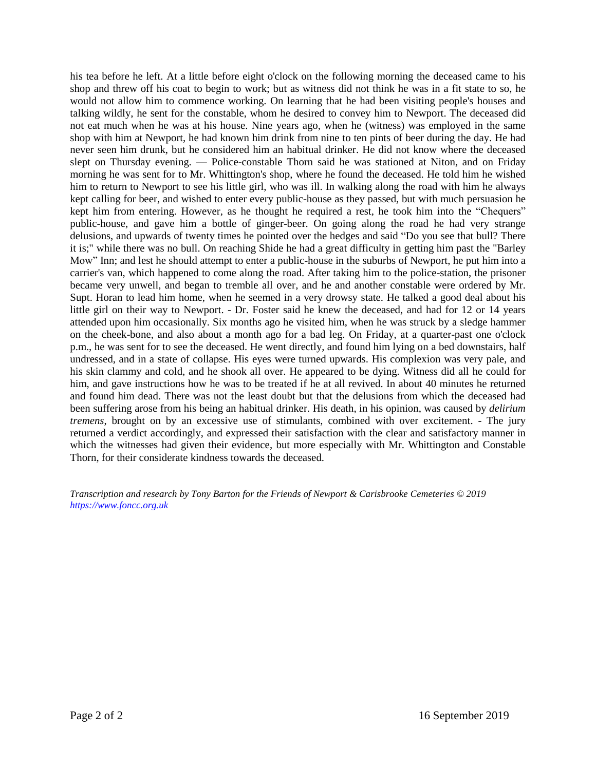his tea before he left. At a little before eight o'clock on the following morning the deceased came to his shop and threw off his coat to begin to work; but as witness did not think he was in a fit state to so, he would not allow him to commence working. On learning that he had been visiting people's houses and talking wildly, he sent for the constable, whom he desired to convey him to Newport. The deceased did not eat much when he was at his house. Nine years ago, when he (witness) was employed in the same shop with him at Newport, he had known him drink from nine to ten pints of beer during the day. He had never seen him drunk, but he considered him an habitual drinker. He did not know where the deceased slept on Thursday evening. — Police-constable Thorn said he was stationed at Niton, and on Friday morning he was sent for to Mr. Whittington's shop, where he found the deceased. He told him he wished him to return to Newport to see his little girl, who was ill. In walking along the road with him he always kept calling for beer, and wished to enter every public-house as they passed, but with much persuasion he kept him from entering. However, as he thought he required a rest, he took him into the "Chequers" public-house, and gave him a bottle of ginger-beer. On going along the road he had very strange delusions, and upwards of twenty times he pointed over the hedges and said "Do you see that bull? There it is;" while there was no bull. On reaching Shide he had a great difficulty in getting him past the "Barley Mow" Inn; and lest he should attempt to enter a public-house in the suburbs of Newport, he put him into a carrier's van, which happened to come along the road. After taking him to the police-station, the prisoner became very unwell, and began to tremble all over, and he and another constable were ordered by Mr. Supt. Horan to lead him home, when he seemed in a very drowsy state. He talked a good deal about his little girl on their way to Newport. - Dr. Foster said he knew the deceased, and had for 12 or 14 years attended upon him occasionally. Six months ago he visited him, when he was struck by a sledge hammer on the cheek-bone, and also about a month ago for a bad leg. On Friday, at a quarter-past one o'clock p.m., he was sent for to see the deceased. He went directly, and found him lying on a bed downstairs, half undressed, and in a state of collapse. His eyes were turned upwards. His complexion was very pale, and his skin clammy and cold, and he shook all over. He appeared to be dying. Witness did all he could for him, and gave instructions how he was to be treated if he at all revived. In about 40 minutes he returned and found him dead. There was not the least doubt but that the delusions from which the deceased had been suffering arose from his being an habitual drinker. His death, in his opinion, was caused by *delirium tremens*, brought on by an excessive use of stimulants, combined with over excitement. - The jury returned a verdict accordingly, and expressed their satisfaction with the clear and satisfactory manner in which the witnesses had given their evidence, but more especially with Mr. Whittington and Constable Thorn, for their considerate kindness towards the deceased.

*Transcription and research by Tony Barton for the Friends of Newport & Carisbrooke Cemeteries © 2019*
*https://www.foncc.org.uk*

16 September 2019